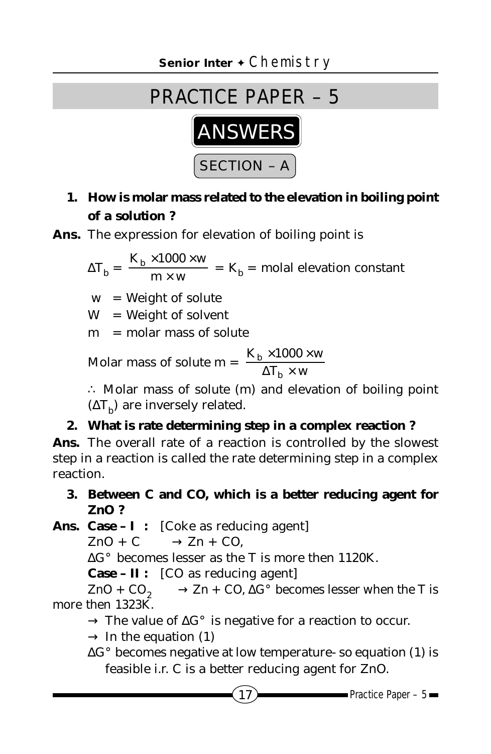# PRACTICE PAPER – 5

## ANSWERS

### SECTION – A

**1. How is molar mass related to the elevation in boiling point of a solution ?**

**Ans.** The expression for elevation of boiling point is

$$\Delta T_b = \frac{K_b \times 1000 \times w}{m \times w} = K_b = \text{molal elevation constant}$$

w = Weight of solute

W = Weight of solvent

m = molar mass of solute

$$\text{Molar mass of solute } m = \frac{K_b \times 1000 \times w}{\Delta T_b \times w}$$

∴ Molar mass of solute (m) and elevation of boiling point ($\Delta T_b$) are inversely related.

**2. What is rate determining step in a complex reaction ?**

**Ans.** The overall rate of a reaction is controlled by the slowest step in a reaction is called the rate determining step in a complex reaction.

**3. Between C and CO, which is a better reducing agent for ZnO ?**

**Ans. Case – I :** [Coke as reducing agent]

$ZnO + C \rightarrow Zn + CO,$

$\Delta G°$ becomes lesser as the T is more then 1120K.

**Case – II :** [CO as reducing agent]

$ZnO + CO_2 \rightarrow Zn + CO$, $\Delta G°$ becomes lesser when the T is more then 1323K.

→ The value of $\Delta G°$ is negative for a reaction to occur.

→ In the equation (1)

$\Delta G°$ becomes negative at low temperature- so equation (1) is feasible i.r. C is a better reducing agent for ZnO.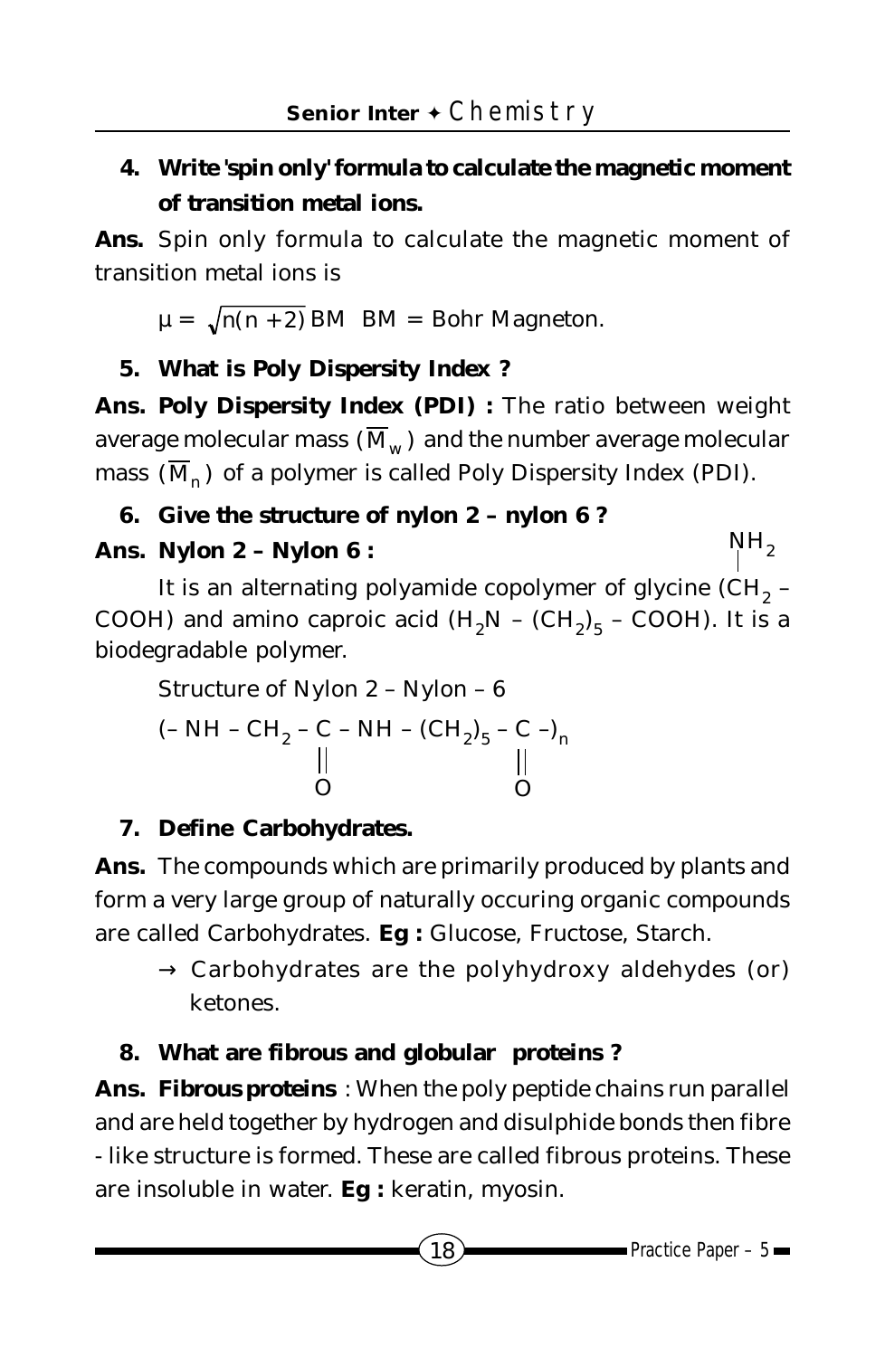**4. Write 'spin only' formula to calculate the magnetic moment of transition metal ions.**

**Ans.** Spin only formula to calculate the magnetic moment of transition metal ions is

$\mu = \sqrt{n(n+2)}$ BM  BM = Bohr Magneton.

**5. What is Poly Dispersity Index ?**

**Ans. Poly Dispersity Index (PDI) :** The ratio between weight average molecular mass ($\overline{M}_w$) and the number average molecular mass ($\overline{M}_n$) of a polymer is called Poly Dispersity Index (PDI).

**6. Give the structure of nylon 2 – nylon 6 ?**

**Ans. Nylon 2 – Nylon 6 :**

It is an alternating polyamide copolymer of glycine ($CH_2(NH_2)$ – COOH) and amino caproic acid ($H_2N - (CH_2)_5 - COOH$). It is a biodegradable polymer.

Structure of Nylon 2 – Nylon – 6

$$(-NH-CH_2-\underset{\underset{O}{\|}}{C}-NH-(CH_2)_5-\underset{\underset{O}{\|}}{C}-)_n$$

**7. Define Carbohydrates.**

**Ans.** The compounds which are primarily produced by plants and form a very large group of naturally occuring organic compounds are called Carbohydrates. **Eg :** Glucose, Fructose, Starch.

→ Carbohydrates are the polyhydroxy aldehydes (or) ketones.

**8. What are fibrous and globular proteins ?**

**Ans. Fibrous proteins** : When the poly peptide chains run parallel and are held together by hydrogen and disulphide bonds then fibre - like structure is formed. These are called fibrous proteins. These are insoluble in water. **Eg :** keratin, myosin.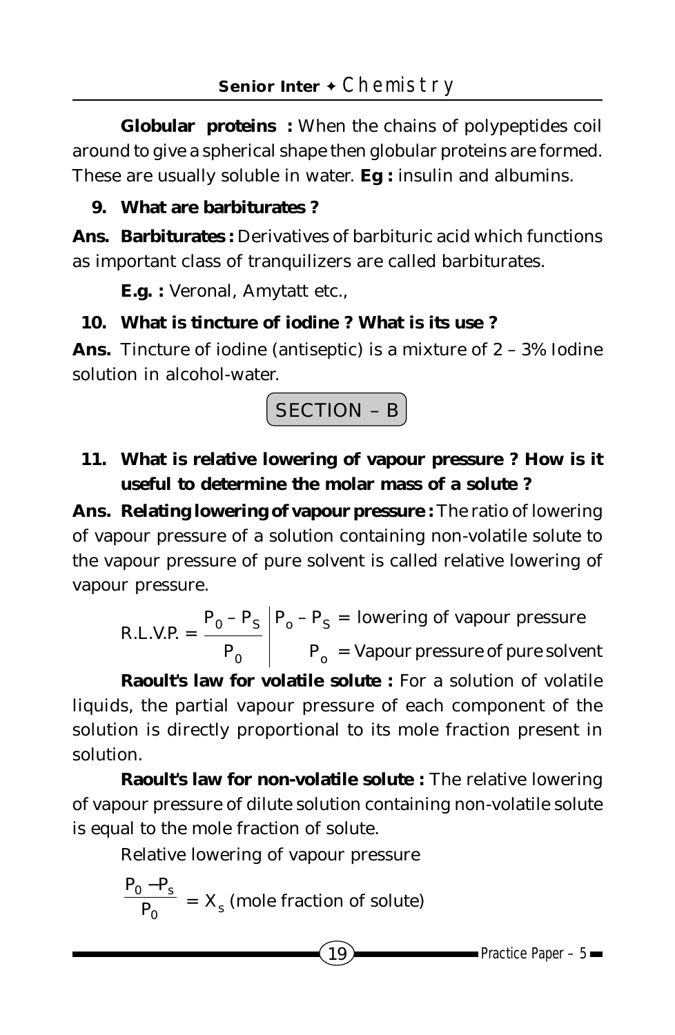**Globular proteins :** When the chains of polypeptides coil around to give a spherical shape then globular proteins are formed. These are usually soluble in water. **Eg :** insulin and albumins.

**9. What are barbiturates ?**

**Ans. Barbiturates :** Derivatives of barbituric acid which functions as important class of tranquilizers are called barbiturates.

**E.g. :** Veronal, Amytatt etc.,

**10. What is tincture of iodine ? What is its use ?**

**Ans.** Tincture of iodine (antiseptic) is a mixture of 2 – 3% Iodine solution in alcohol-water.

## SECTION – B

**11. What is relative lowering of vapour pressure ? How is it useful to determine the molar mass of a solute ?**

**Ans. Relating lowering of vapour pressure :** The ratio of lowering of vapour pressure of a solution containing non-volatile solute to the vapour pressure of pure solvent is called relative lowering of vapour pressure.

$$\text{R.L.V.P.} = \frac{P_0 - P_S}{P_0}$$

$P_o - P_S$ = lowering of vapour pressure

$P_o$ = Vapour pressure of pure solvent

**Raoult's law for volatile solute :** For a solution of volatile liquids, the partial vapour pressure of each component of the solution is directly proportional to its mole fraction present in solution.

**Raoult's law for non-volatile solute :** The relative lowering of vapour pressure of dilute solution containing non-volatile solute is equal to the mole fraction of solute.

Relative lowering of vapour pressure

$$\frac{P_0 - P_s}{P_0} = X_s \text{ (mole fraction of solute)}$$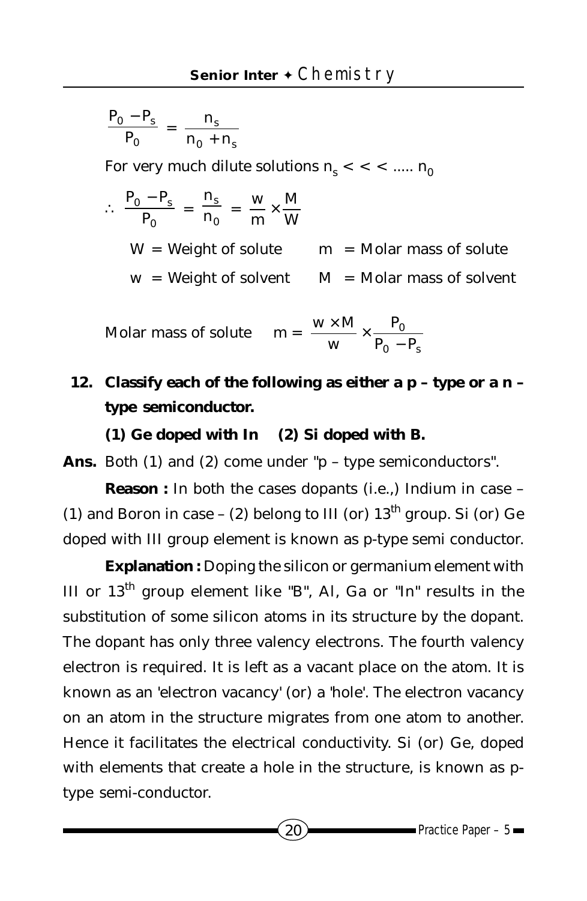$$\frac{P_0 - P_s}{P_0} = \frac{n_s}{n_0 + n_s}$$

For very much dilute solutions $n_s <<< ..... n_0$

$$\therefore \frac{P_0 - P_s}{P_0} = \frac{n_s}{n_0} = \frac{w}{m} \times \frac{M}{W}$$

W = Weight of solute    m = Molar mass of solute

w = Weight of solvent    M = Molar mass of solvent

Molar mass of solute $\quad m = \frac{w \times M}{w} \times \frac{P_0}{P_0 - P_s}$

**12. Classify each of the following as either a p – type or a n – type semiconductor.**

**(1) Ge doped with In (2) Si doped with B.**

**Ans.** Both (1) and (2) come under "p – type semiconductors".

**Reason :** In both the cases dopants (i.e.,) Indium in case – (1) and Boron in case – (2) belong to III (or) 13th group. Si (or) Ge doped with III group element is known as p-type semi conductor.

**Explanation :** Doping the silicon or germanium element with III or 13th group element like "B", Al, Ga or "In" results in the substitution of some silicon atoms in its structure by the dopant. The dopant has only three valency electrons. The fourth valency electron is required. It is left as a vacant place on the atom. It is known as an 'electron vacancy' (or) a 'hole'. The electron vacancy on an atom in the structure migrates from one atom to another. Hence it facilitates the electrical conductivity. Si (or) Ge, doped with elements that create a hole in the structure, is known as p-type semi-conductor.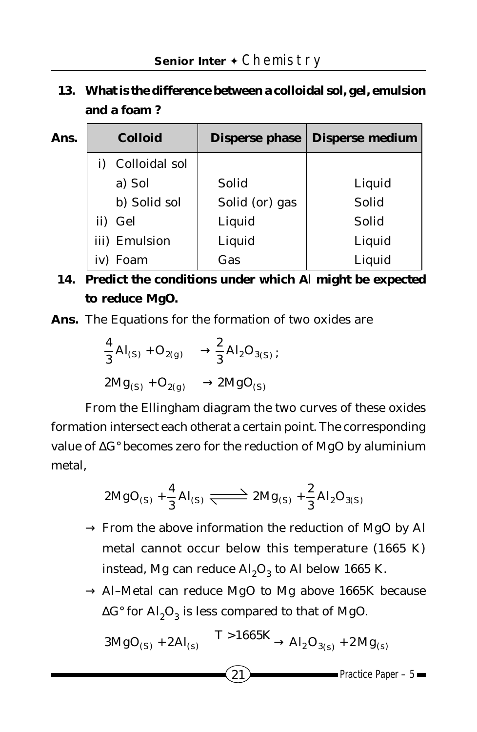**13. What is the difference between a colloidal sol, gel, emulsion and a foam ?**

**Ans.**

| Colloid | Disperse phase | Disperse medium |
|---|---|---|
| i) Colloidal sol | | |
| a) Sol | Solid | Liquid |
| b) Solid sol | Solid (or) gas | Solid |
| ii) Gel | Liquid | Solid |
| iii) Emulsion | Liquid | Liquid |
| iv) Foam | Gas | Liquid |

**14. Predict the conditions under which Al might be expected to reduce MgO.**

**Ans.** The Equations for the formation of two oxides are

$$\frac{4}{3}Al_{(S)} + O_{2(g)} \rightarrow \frac{2}{3}Al_2O_{3(S)};$$

$$2Mg_{(S)} + O_{2(g)} \rightarrow 2MgO_{(S)}$$

From the Ellingham diagram the two curves of these oxides formation intersect each otherat a certain point. The corresponding value of ΔG° becomes zero for the reduction of MgO by aluminium metal,

$$2MgO_{(S)} + \frac{4}{3}Al_{(S)} \rightleftharpoons 2Mg_{(S)} + \frac{2}{3}Al_2O_{3(S)}$$

→ From the above information the reduction of MgO by Al metal cannot occur below this temperature (1665 K) instead, Mg can reduce $Al_2O_3$ to Al below 1665 K.

→ Al–Metal can reduce MgO to Mg above 1665K because ΔG° for $Al_2O_3$ is less compared to that of MgO.

$$3MgO_{(S)} + 2Al_{(s)} \xrightarrow{T > 1665K} Al_2O_{3(s)} + 2Mg_{(s)}$$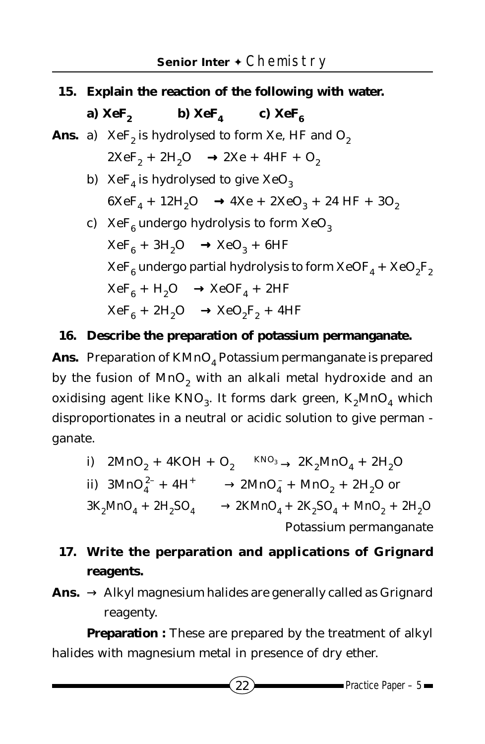**15. Explain the reaction of the following with water.**

**a) $XeF_2$ b) $XeF_4$ c) $XeF_6$**

**Ans.** a) $XeF_2$ is hydrolysed to form Xe, HF and $O_2$

$$2XeF_2 + 2H_2O \rightarrow 2Xe + 4HF + O_2$$

b) $XeF_4$ is hydrolysed to give $XeO_3$

$$6XeF_4 + 12H_2O \rightarrow 4Xe + 2XeO_3 + 24\,HF + 3O_2$$

c) $XeF_6$ undergo hydrolysis to form $XeO_3$

$$XeF_6 + 3H_2O \rightarrow XeO_3 + 6HF$$

$XeF_6$ undergo partial hydrolysis to form $XeOF_4$ + $XeO_2F_2$

$$XeF_6 + H_2O \rightarrow XeOF_4 + 2HF$$

$$XeF_6 + 2H_2O \rightarrow XeO_2F_2 + 4HF$$

**16. Describe the preparation of potassium permanganate.**

**Ans.** Preparation of $KMnO_4$ Potassium permanganate is prepared by the fusion of $MnO_2$ with an alkali metal hydroxide and an oxidising agent like $KNO_3$. It forms dark green, $K_2MnO_4$ which disproportionates in a neutral or acidic solution to give perman - ganate.

i) $2MnO_2 + 4KOH + O_2 \xrightarrow{KNO_3} 2K_2MnO_4 + 2H_2O$

ii) $3MnO_4^{2-} + 4H^+ \rightarrow 2MnO_4^- + MnO_2 + 2H_2O$ or

$3K_2MnO_4 + 2H_2SO_4 \rightarrow 2KMnO_4 + 2K_2SO_4 + MnO_2 + 2H_2O$

Potassium permanganate

**17. Write the perparation and applications of Grignard reagents.**

**Ans.** → Alkyl magnesium halides are generally called as Grignard reagenty.

**Preparation :** These are prepared by the treatment of alkyl halides with magnesium metal in presence of dry ether.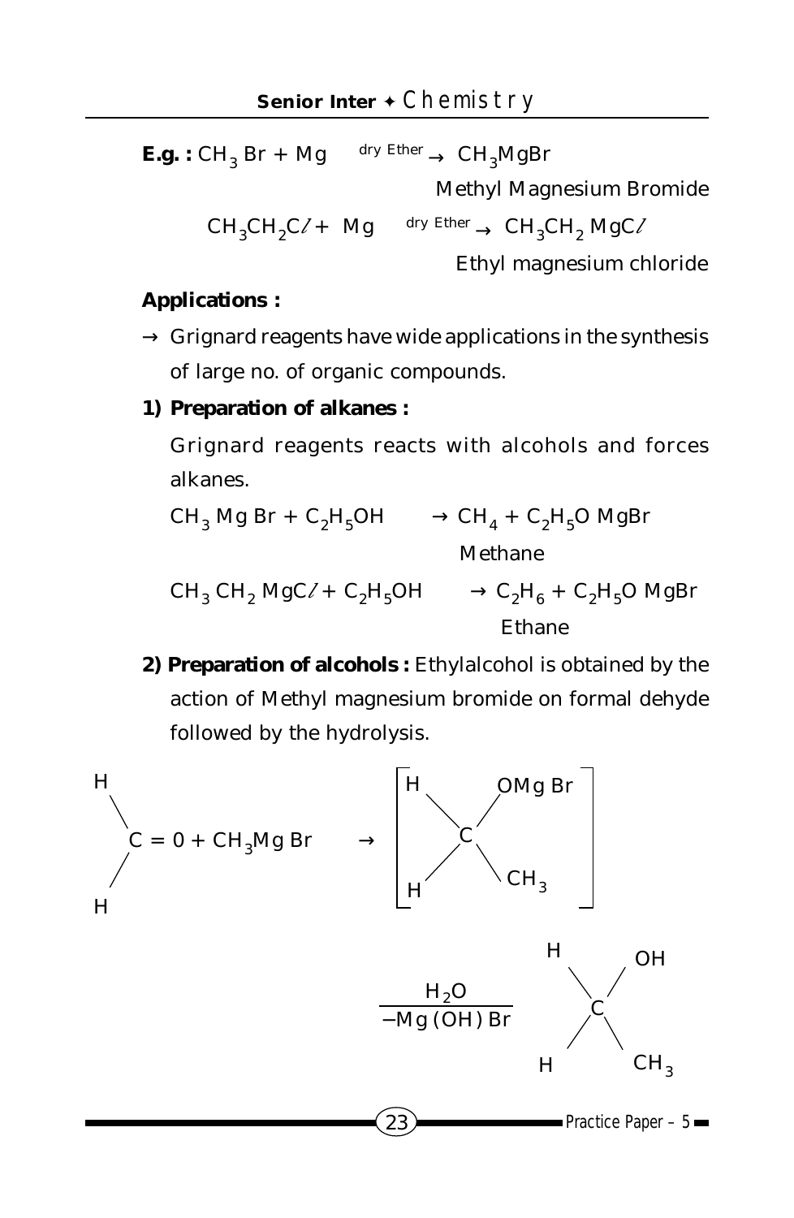**E.g. :** $CH_3Br + Mg \xrightarrow{\text{dry Ether}} CH_3MgBr$

Methyl Magnesium Bromide

$CH_3CH_2Cl + Mg \xrightarrow{\text{dry Ether}} CH_3CH_2MgCl$

Ethyl magnesium chloride

**Applications :**

→ Grignard reagents have wide applications in the synthesis of large no. of organic compounds.

**1) Preparation of alkanes :**

Grignard reagents reacts with alcohols and forces alkanes.

$CH_3MgBr + C_2H_5OH \rightarrow CH_4 + C_2H_5OMgBr$

Methane

$CH_3CH_2MgCl + C_2H_5OH \rightarrow C_2H_6 + C_2H_5OMgBr$

Ethane

**2) Preparation of alcohols :** Ethylalcohol is obtained by the action of Methyl magnesium bromide on formal dehyde followed by the hydrolysis.

$$H_2C{=}O + CH_3MgBr \rightarrow \left[ \begin{array}{c} H \quad OMgBr \\ \diagdown \diagup \\ C \\ \diagup \diagdown \\ H \quad CH_3 \end{array} \right]$$

$$\xrightarrow[-Mg(OH)Br]{H_2O} \begin{array}{c} H \quad OH \\ \diagdown \diagup \\ C \\ \diagup \diagdown \\ H \quad CH_3 \end{array}$$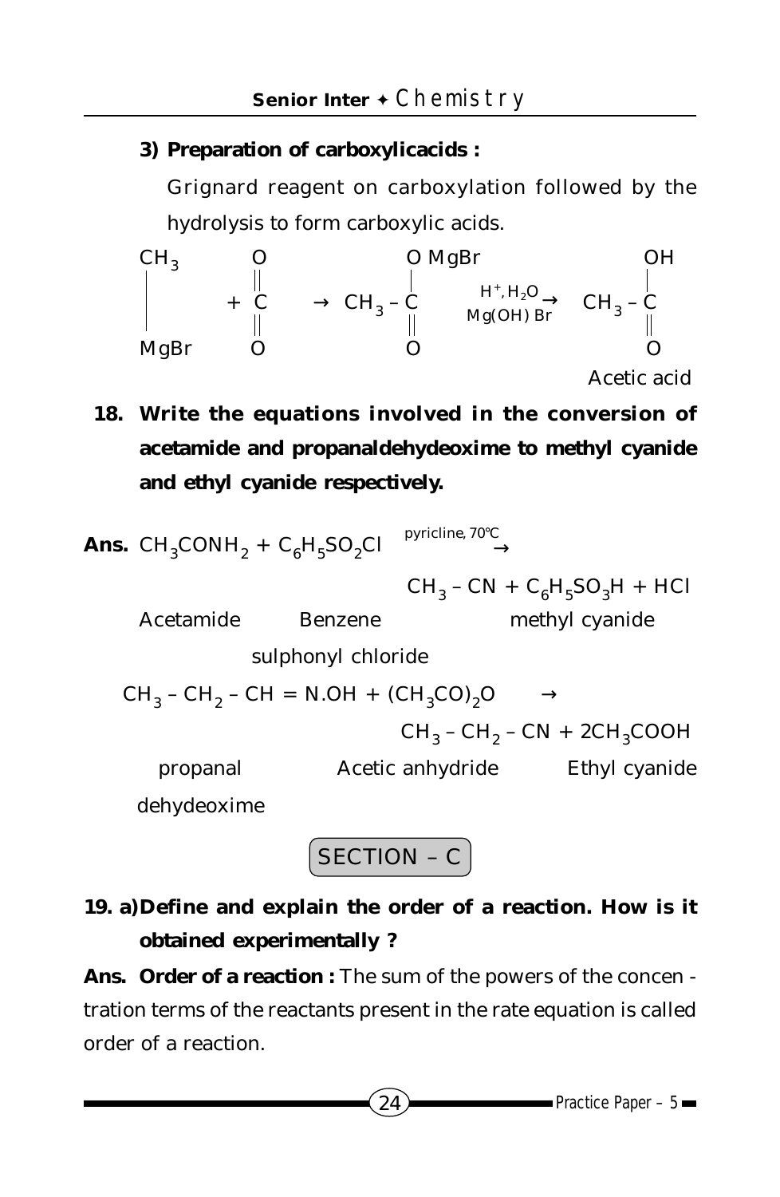**3) Preparation of carboxylicacids :**

Grignard reagent on carboxylation followed by the hydrolysis to form carboxylic acids.

$$\underset{MgBr}{\overset{CH_3}{|}} + \underset{O}{\overset{O}{\overset{\|}{\underset{\|}{C}}}} \rightarrow CH_3 - \underset{O}{\underset{\|}{\overset{O\,MgBr}{\overset{|}{C}}}} \xrightarrow[Mg(OH)\,Br]{H^+, H_2O} CH_3 - \underset{O}{\underset{\|}{\overset{OH}{\overset{|}{C}}}}$$

Acetic acid

**18. Write the equations involved in the conversion of acetamide and propanaldehydeoxime to methyl cyanide and ethyl cyanide respectively.**

**Ans.** 

$$\underset{\text{Acetamide}}{CH_3CONH_2} + \underset{\text{Benzene sulphonyl chloride}}{C_6H_5SO_2Cl} \xrightarrow{\text{pyricline, 70°C}} \underset{\text{methyl cyanide}}{CH_3 - CN} + C_6H_5SO_3H + HCl$$

$$\underset{\text{propanal dehydeoxime}}{CH_3 - CH_2 - CH = N.OH} + \underset{\text{Acetic anhydride}}{(CH_3CO)_2O} \rightarrow \underset{\text{Ethyl cyanide}}{CH_3 - CH_2 - CN} + 2CH_3COOH$$

## SECTION – C

**19. a) Define and explain the order of a reaction. How is it obtained experimentally ?**

**Ans. Order of a reaction :** The sum of the powers of the concentration terms of the reactants present in the rate equation is called order of a reaction.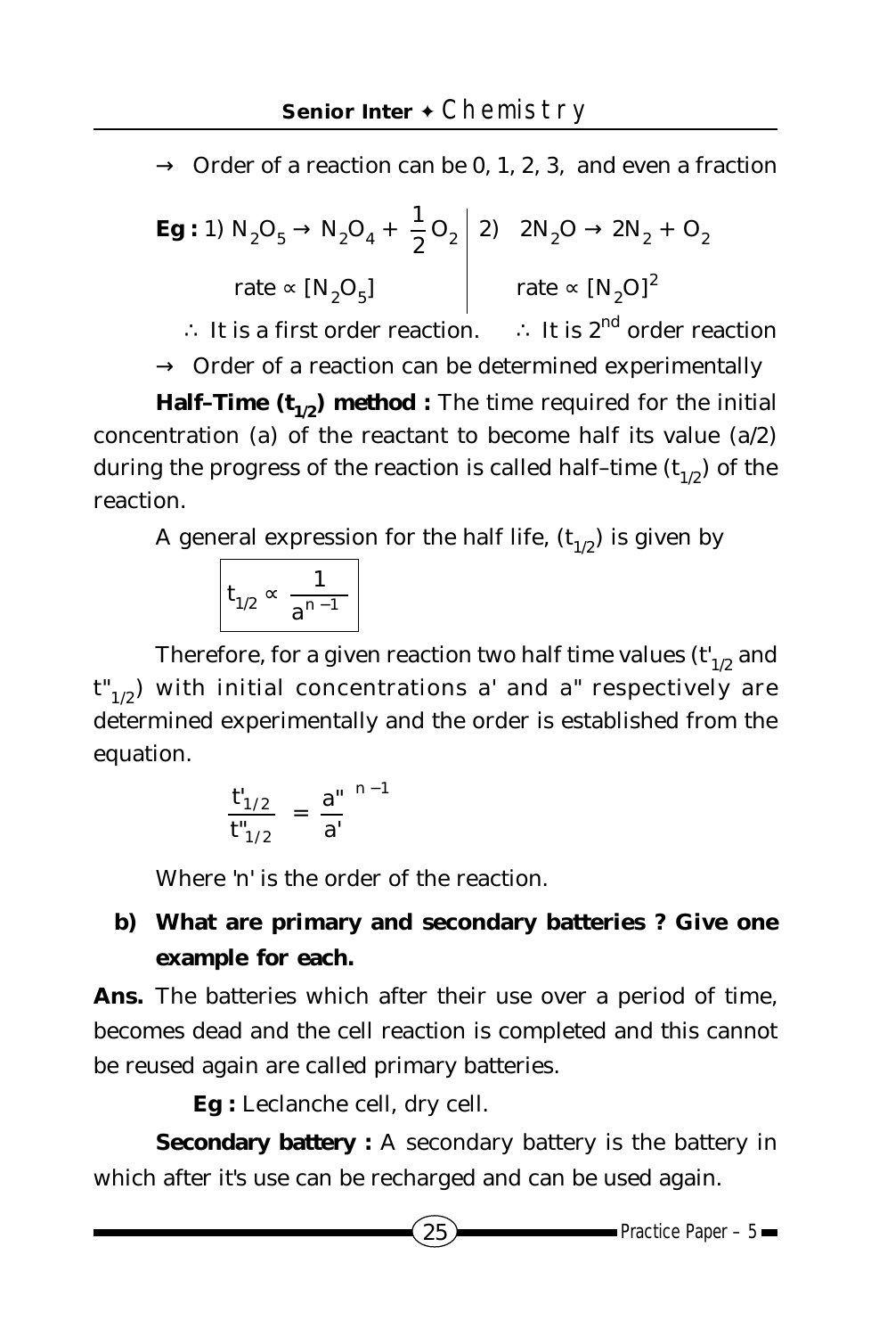→ Order of a reaction can be 0, 1, 2, 3, and even a fraction

**Eg :** 1) $N_2O_5 \rightarrow N_2O_4 + \frac{1}{2}O_2$

rate $\propto [N_2O_5]$

$\therefore$ It is a first order reaction.

2) $2N_2O \rightarrow 2N_2 + O_2$

rate $\propto [N_2O]^2$

$\therefore$ It is $2^{nd}$ order reaction

→ Order of a reaction can be determined experimentally

**Half–Time ($t_{1/2}$) method :** The time required for the initial concentration (a) of the reactant to become half its value (a/2) during the progress of the reaction is called half–time ($t_{1/2}$) of the reaction.

A general expression for the half life, ($t_{1/2}$) is given by

$$\boxed{t_{1/2} \propto \frac{1}{a^{n-1}}}$$

Therefore, for a given reaction two half time values ($t'_{1/2}$ and $t''_{1/2}$) with initial concentrations a' and a" respectively are determined experimentally and the order is established from the equation.

$$\frac{t'_{1/2}}{t''_{1/2}} = \frac{a''}{a'}^{\,n-1}$$

Where 'n' is the order of the reaction.

**b) What are primary and secondary batteries ? Give one example for each.**

**Ans.** The batteries which after their use over a period of time, becomes dead and the cell reaction is completed and this cannot be reused again are called primary batteries.

**Eg :** Leclanche cell, dry cell.

**Secondary battery :** A secondary battery is the battery in which after it's use can be recharged and can be used again.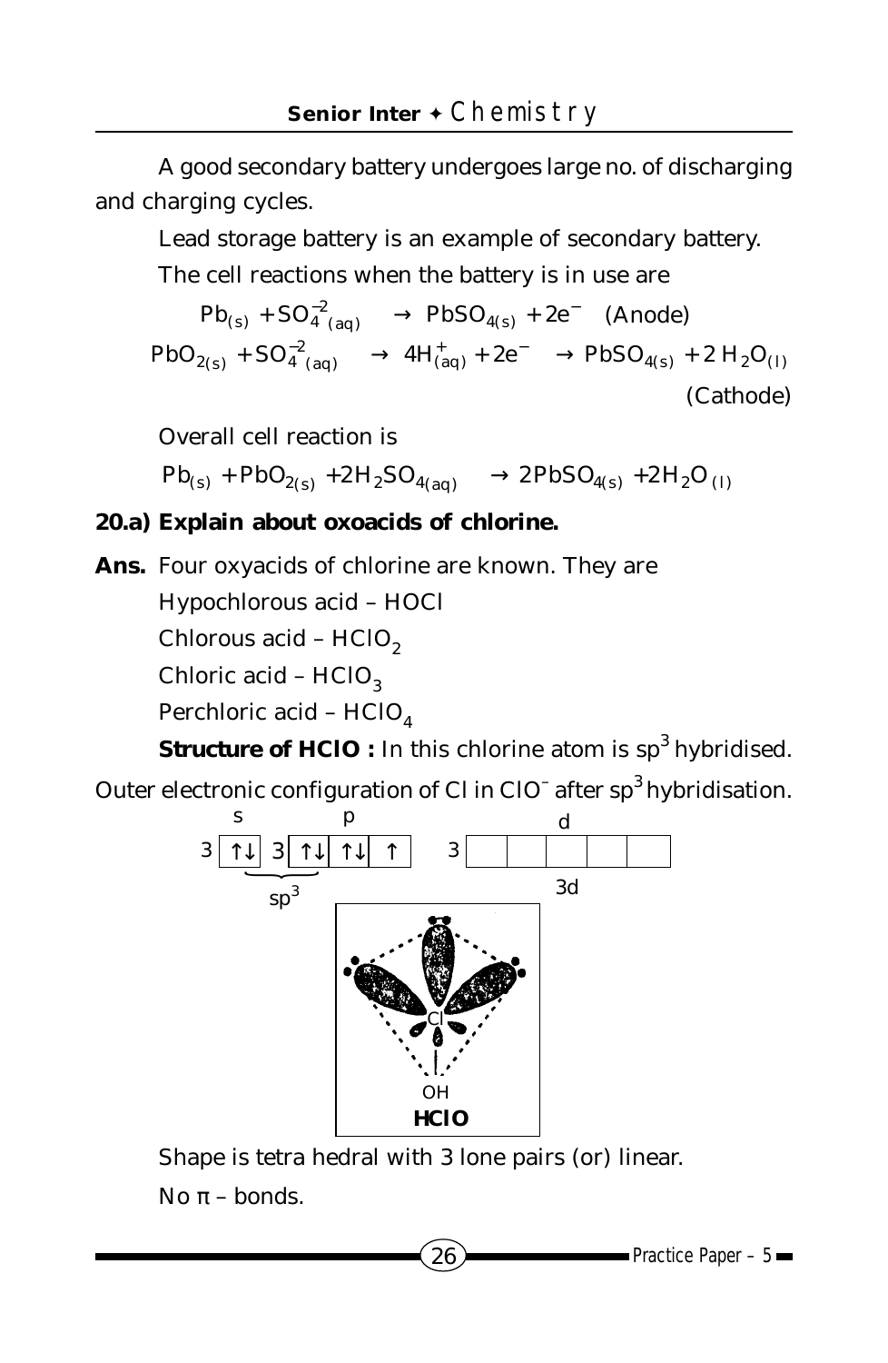A good secondary battery undergoes large no. of discharging and charging cycles.

Lead storage battery is an example of secondary battery.

The cell reactions when the battery is in use are

$$Pb_{(s)} + SO_{4\,(aq)}^{-2} \rightarrow PbSO_{4(s)} + 2e^{-} \quad \text{(Anode)}$$

$$PbO_{2(s)} + SO_{4\,(aq)}^{-2} \rightarrow 4H^{+}_{(aq)} + 2e^{-} \rightarrow PbSO_{4(s)} + 2\,H_2O_{(l)} \quad \text{(Cathode)}$$

Overall cell reaction is

$$Pb_{(s)} + PbO_{2(s)} + 2H_2SO_{4(aq)} \rightarrow 2PbSO_{4(s)} + 2H_2O_{(l)}$$

**20.a) Explain about oxoacids of chlorine.**

**Ans.** Four oxyacids of chlorine are known. They are

Hypochlorous acid – HOCl

Chlorous acid – $HClO_2$

Chloric acid – $HClO_3$

Perchloric acid – $HClO_4$

**Structure of HClO :** In this chlorine atom is $sp^3$ hybridised.

Outer electronic configuration of Cl in $ClO^-$ after $sp^3$ hybridisation.

| | s | | p | | | | | d | | | |
|---|---|---|---|---|---|---|---|---|---|---|---|
| 3 | ↑↓ | 3 | ↑↓ | ↑↓ | ↑ | 3 | | | | | |

$sp^3$ (s and first p) — 3d

HClO

Shape is tetra hedral with 3 lone pairs (or) linear.

No $\pi$ – bonds.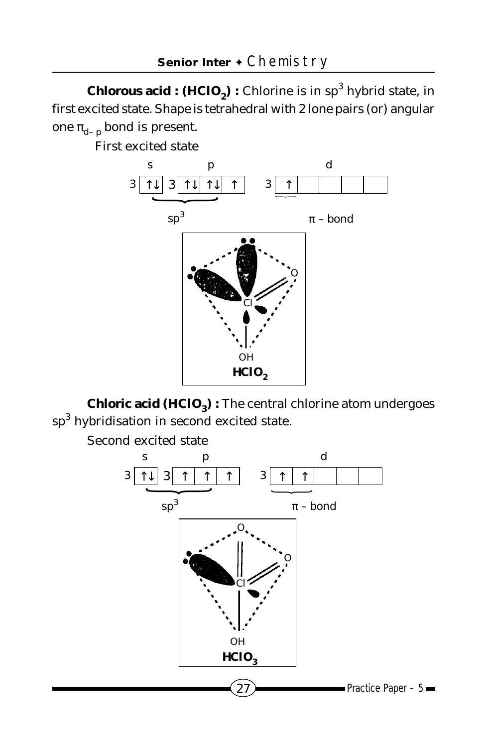**Chlorous acid : ($HClO_2$) :** Chlorine is in $sp^3$ hybrid state, in first excited state. Shape is tetrahedral with 2 lone pairs (or) angular one $\pi_{d-p}$ bond is present.

First excited state

| | s | | p | | | d | | | | |
|---|---|---|---|---|---|---|---|---|---|---|
| 3 | ↑↓ | 3 | ↑↓ | ↑↓ | ↑ | 3 ↑ | | | | |

$sp^3$ (3s, 3p) &nbsp;&nbsp;&nbsp;&nbsp; π – bond (3d)

$HClO_2$

**Chloric acid ($HClO_3$) :** The central chlorine atom undergoes $sp^3$ hybridisation in second excited state.

Second excited state

| | s | | p | | | d | | | | |
|---|---|---|---|---|---|---|---|---|---|---|
| 3 | ↑↓ | 3 | ↑ | ↑ | ↑ | 3 ↑ | ↑ | | | |

$sp^3$ (3s, 3p) &nbsp;&nbsp;&nbsp;&nbsp; π – bond (3d)

$HClO_3$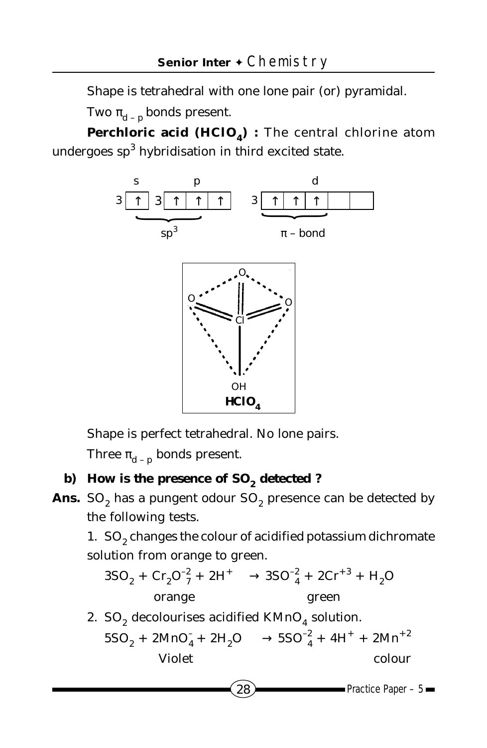Shape is tetrahedral with one lone pair (or) pyramidal.

Two $\pi_{d-p}$ bonds present.

**Perchloric acid ($HClO_4$) :** The central chlorine atom undergoes $sp^3$ hybridisation in third excited state.

| | s | | p | | | | d | | | | |
|---|---|---|---|---|---|---|---|---|---|---|---|
| 3 | ↑ | 3 | ↑ | ↑ | ↑ | 3 | ↑ | ↑ | ↑ | | |

$sp^3$ &nbsp;&nbsp;&nbsp;&nbsp; $\pi$ – bond

**$HClO_4$**

Shape is perfect tetrahedral. No lone pairs.

Three $\pi_{d-p}$ bonds present.

**b) How is the presence of $SO_2$ detected ?**

**Ans.** $SO_2$ has a pungent odour $SO_2$ presence can be detected by the following tests.

1. $SO_2$ changes the colour of acidified potassium dichromate solution from orange to green.

$$3SO_2 + Cr_2O_7^{-2} + 2H^+ \rightarrow 3SO_4^{-2} + 2Cr^{+3} + H_2O$$

orange &nbsp;&nbsp;&nbsp;&nbsp;&nbsp;&nbsp;&nbsp;&nbsp;&nbsp;&nbsp;&nbsp;&nbsp;&nbsp;&nbsp;&nbsp;&nbsp; green

2. $SO_2$ decolourises acidified $KMnO_4$ solution.

$$5SO_2 + 2MnO_4^- + 2H_2O \rightarrow 5SO_4^{-2} + 4H^+ + 2Mn^{+2}$$

Violet &nbsp;&nbsp;&nbsp;&nbsp;&nbsp;&nbsp;&nbsp;&nbsp;&nbsp;&nbsp;&nbsp;&nbsp;&nbsp;&nbsp;&nbsp;&nbsp;&nbsp;&nbsp;&nbsp;&nbsp;&nbsp;&nbsp;&nbsp;&nbsp; colour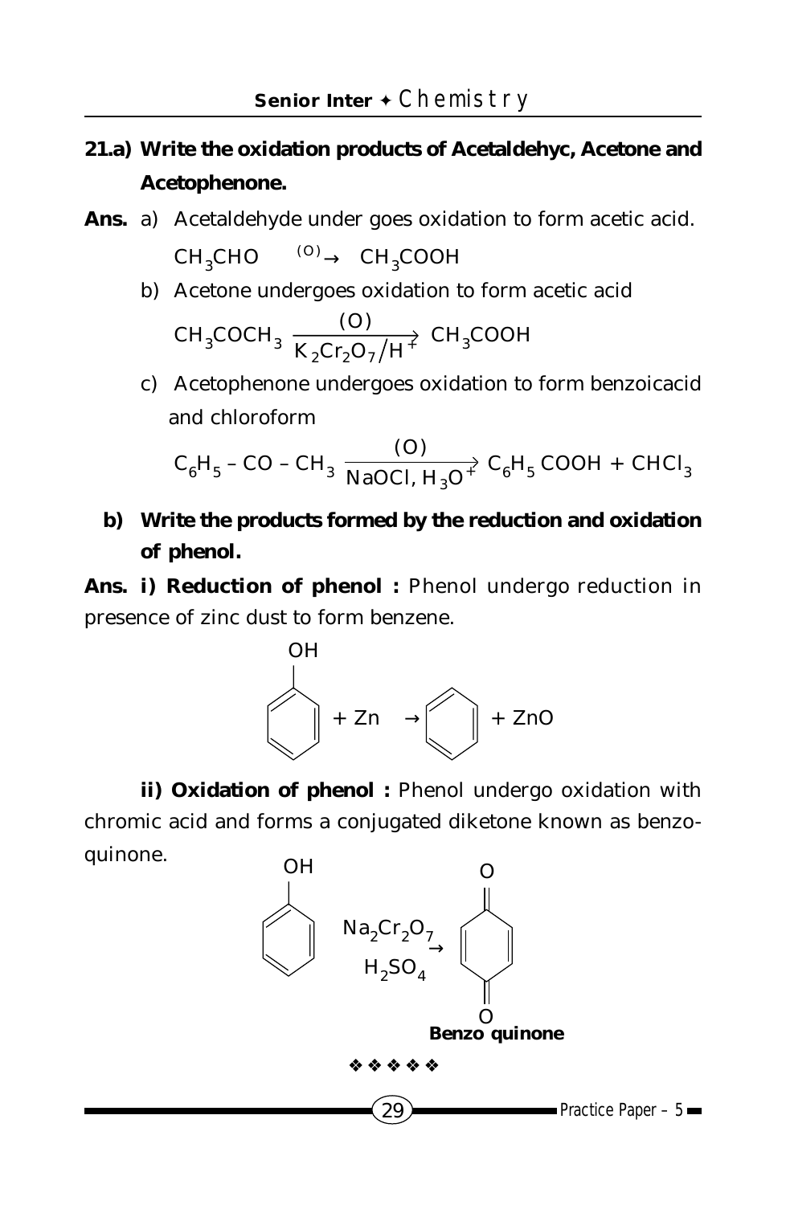**21.a) Write the oxidation products of Acetaldehyc, Acetone and Acetophenone.**

**Ans.** a) Acetaldehyde under goes oxidation to form acetic acid.

$$CH_3CHO \xrightarrow{(O)} CH_3COOH$$

b) Acetone undergoes oxidation to form acetic acid

$$CH_3COCH_3 \xrightarrow[K_2Cr_2O_7/H^+]{(O)} CH_3COOH$$

c) Acetophenone undergoes oxidation to form benzoicacid and chloroform

$$C_6H_5 - CO - CH_3 \xrightarrow[NaOCl,\ H_3O^+]{(O)} C_6H_5\,COOH + CHCl_3$$

**b) Write the products formed by the reduction and oxidation of phenol.**

**Ans. i) Reduction of phenol :** Phenol undergo reduction in presence of zinc dust to form benzene.

$$C_6H_5OH + Zn \rightarrow C_6H_6 + ZnO$$

**ii) Oxidation of phenol :** Phenol undergo oxidation with chromic acid and forms a conjugated diketone known as benzo-quinone.

$$C_6H_5OH \xrightarrow[H_2SO_4]{Na_2Cr_2O_7} C_6H_4O_2$$

**Benzo quinone**

❖ ❖ ❖ ❖ ❖